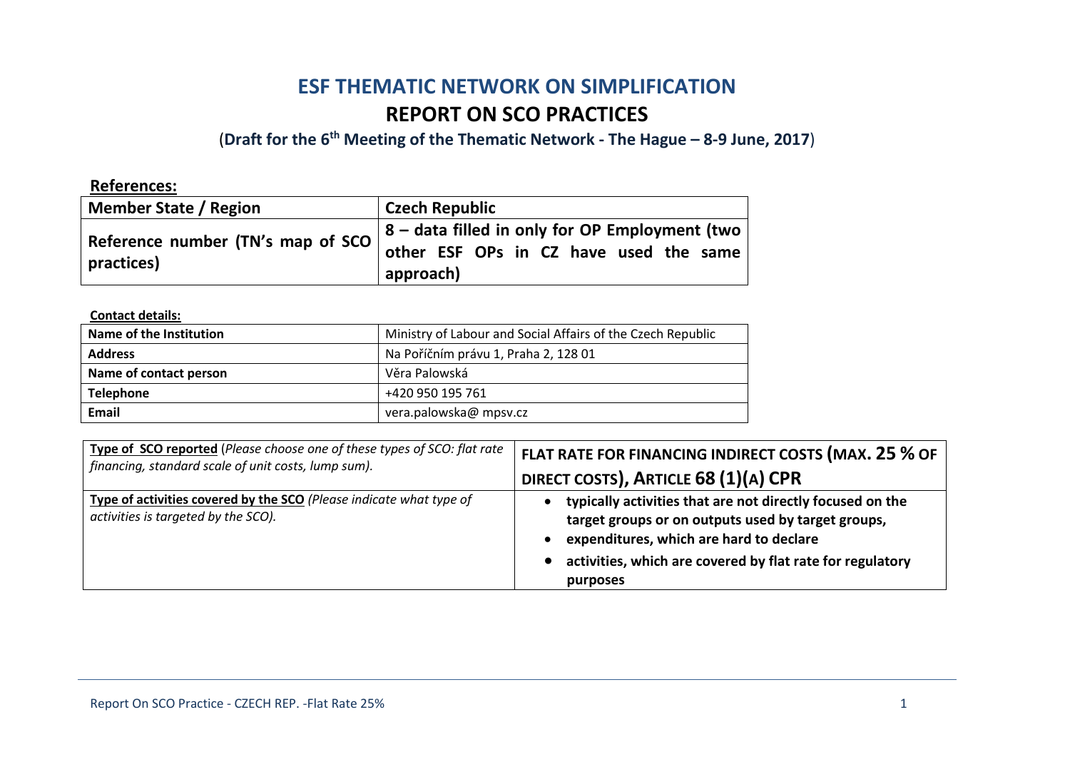# ESF THEMATIC NETWORK ON SIMPLIFICATION

## REPORT ON SCO PRACTICES

(**Draft for the 6th Meeting of the Thematic Network - The Hague – 8-9 June, 2017**)

**References:**

| **Member State / Region** | **Czech Republic** |
| --- | --- |
| **Reference number (TN's map of SCO practices)** | **8 – data filled in only for OP Employment (two other ESF OPs in CZ have used the same approach)** |

**Contact details:**

| **Name of the Institution** | Ministry of Labour and Social Affairs of the Czech Republic |
| --- | --- |
| **Address** | Na Poříčním právu 1, Praha 2, 128 01 |
| **Name of contact person** | Věra Palowská |
| **Telephone** | +420 950 195 761 |
| **Email** | vera.palowska@ mpsv.cz |

| **Type of SCO reported** *(Please choose one of these types of SCO: flat rate financing, standard scale of unit costs, lump sum).* | **FLAT RATE FOR FINANCING INDIRECT COSTS (MAX. 25 % OF DIRECT COSTS), ARTICLE 68 (1)(A) CPR** |
| --- | --- |
| **Type of activities covered by the SCO** *(Please indicate what type of activities is targeted by the SCO).* | • **typically activities that are not directly focused on the target groups or on outputs used by target groups,**<br>• **expenditures, which are hard to declare**<br>• **activities, which are covered by flat rate for regulatory purposes** |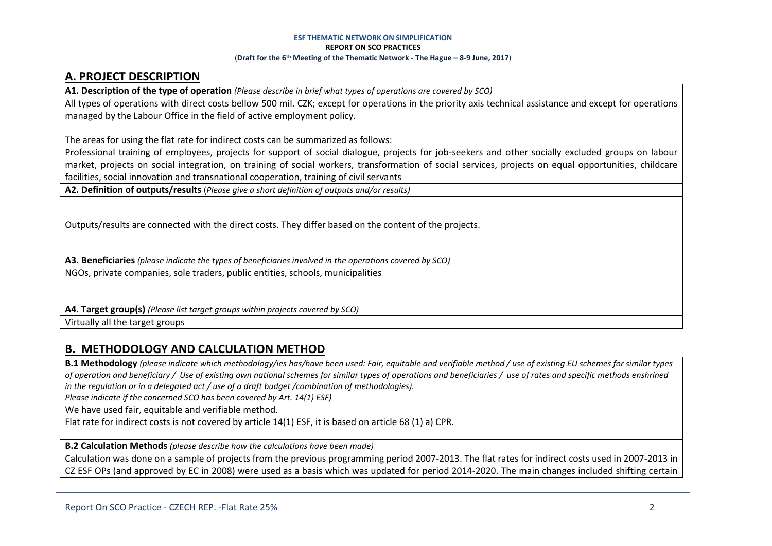**ESF THEMATIC NETWORK ON SIMPLIFICATION**
**REPORT ON SCO PRACTICES**
(**Draft for the 6th Meeting of the Thematic Network - The Hague – 8-9 June, 2017**)

## A. PROJECT DESCRIPTION

**A1. Description of the type of operation** *(Please describe in brief what types of operations are covered by SCO)*

All types of operations with direct costs bellow 500 mil. CZK; except for operations in the priority axis technical assistance and except for operations managed by the Labour Office in the field of active employment policy.

The areas for using the flat rate for indirect costs can be summarized as follows:
Professional training of employees, projects for support of social dialogue, projects for job-seekers and other socially excluded groups on labour market, projects on social integration, on training of social workers, transformation of social services, projects on equal opportunities, childcare facilities, social innovation and transnational cooperation, training of civil servants

**A2. Definition of outputs/results** (*Please give a short definition of outputs and/or results)*

Outputs/results are connected with the direct costs. They differ based on the content of the projects.

**A3. Beneficiaries** *(please indicate the types of beneficiaries involved in the operations covered by SCO)*

NGOs, private companies, sole traders, public entities, schools, municipalities

**A4. Target group(s)** *(Please list target groups within projects covered by SCO)*

Virtually all the target groups

## B. METHODOLOGY AND CALCULATION METHOD

**B.1 Methodology** *(please indicate which methodology/ies has/have been used: Fair, equitable and verifiable method / use of existing EU schemes for similar types of operation and beneficiary / Use of existing own national schemes for similar types of operations and beneficiaries / use of rates and specific methods enshrined in the regulation or in a delegated act / use of a draft budget /combination of methodologies).*
*Please indicate if the concerned SCO has been covered by Art. 14(1) ESF)*

We have used fair, equitable and verifiable method.
Flat rate for indirect costs is not covered by article 14(1) ESF, it is based on article 68 (1) a) CPR.

**B.2 Calculation Methods** *(please describe how the calculations have been made)*

Calculation was done on a sample of projects from the previous programming period 2007-2013. The flat rates for indirect costs used in 2007-2013 in CZ ESF OPs (and approved by EC in 2008) were used as a basis which was updated for period 2014-2020. The main changes included shifting certain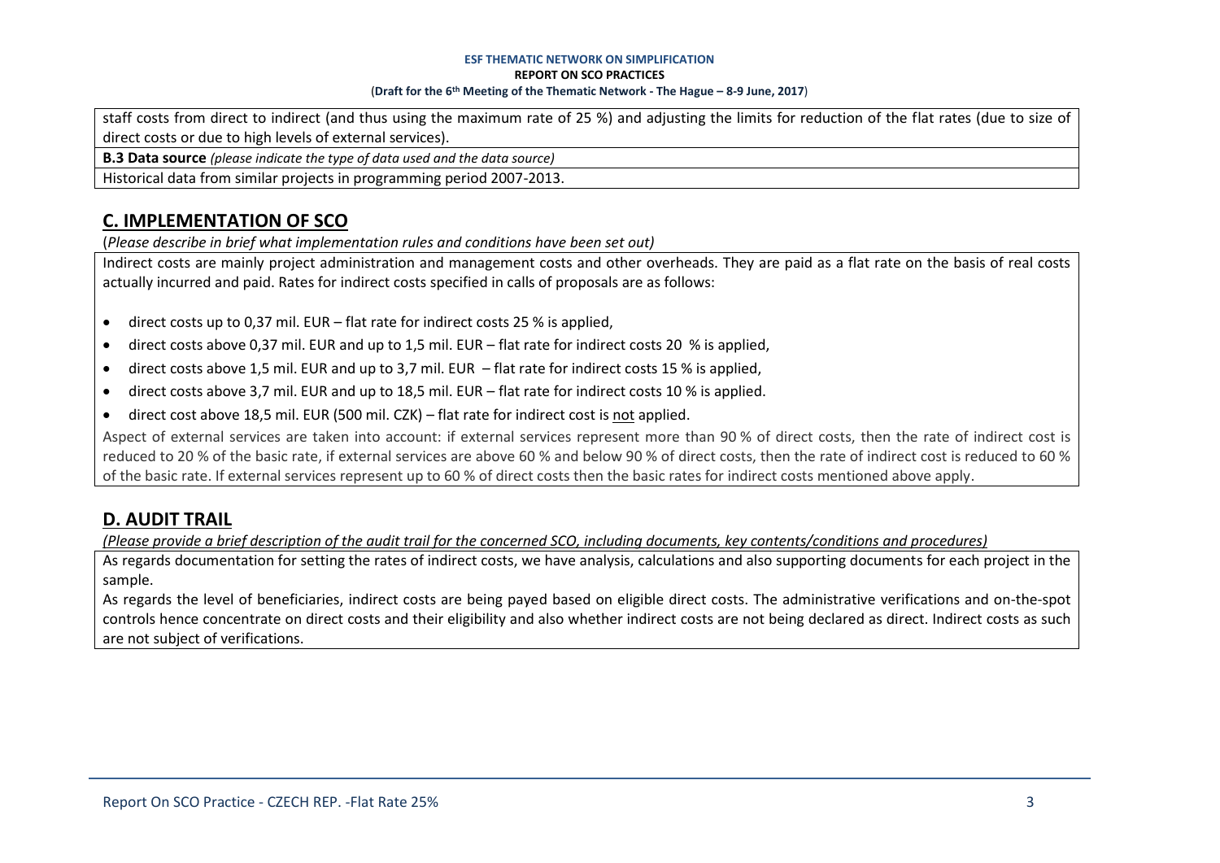staff costs from direct to indirect (and thus using the maximum rate of 25 %) and adjusting the limits for reduction of the flat rates (due to size of direct costs or due to high levels of external services).

**B.3 Data source** *(please indicate the type of data used and the data source)*

Historical data from similar projects in programming period 2007-2013.

## C. IMPLEMENTATION OF SCO

(*Please describe in brief what implementation rules and conditions have been set out)*

Indirect costs are mainly project administration and management costs and other overheads. They are paid as a flat rate on the basis of real costs actually incurred and paid. Rates for indirect costs specified in calls of proposals are as follows:

- direct costs up to 0,37 mil. EUR – flat rate for indirect costs 25 % is applied,
- direct costs above 0,37 mil. EUR and up to 1,5 mil. EUR – flat rate for indirect costs 20 % is applied,
- direct costs above 1,5 mil. EUR and up to 3,7 mil. EUR – flat rate for indirect costs 15 % is applied,
- direct costs above 3,7 mil. EUR and up to 18,5 mil. EUR – flat rate for indirect costs 10 % is applied.
- direct cost above 18,5 mil. EUR (500 mil. CZK) – flat rate for indirect cost is not applied.

Aspect of external services are taken into account: if external services represent more than 90 % of direct costs, then the rate of indirect cost is reduced to 20 % of the basic rate, if external services are above 60 % and below 90 % of direct costs, then the rate of indirect cost is reduced to 60 % of the basic rate. If external services represent up to 60 % of direct costs then the basic rates for indirect costs mentioned above apply.

## D. AUDIT TRAIL

*(Please provide a brief description of the audit trail for the concerned SCO, including documents, key contents/conditions and procedures)*

As regards documentation for setting the rates of indirect costs, we have analysis, calculations and also supporting documents for each project in the sample.

As regards the level of beneficiaries, indirect costs are being payed based on eligible direct costs. The administrative verifications and on-the-spot controls hence concentrate on direct costs and their eligibility and also whether indirect costs are not being declared as direct. Indirect costs as such are not subject of verifications.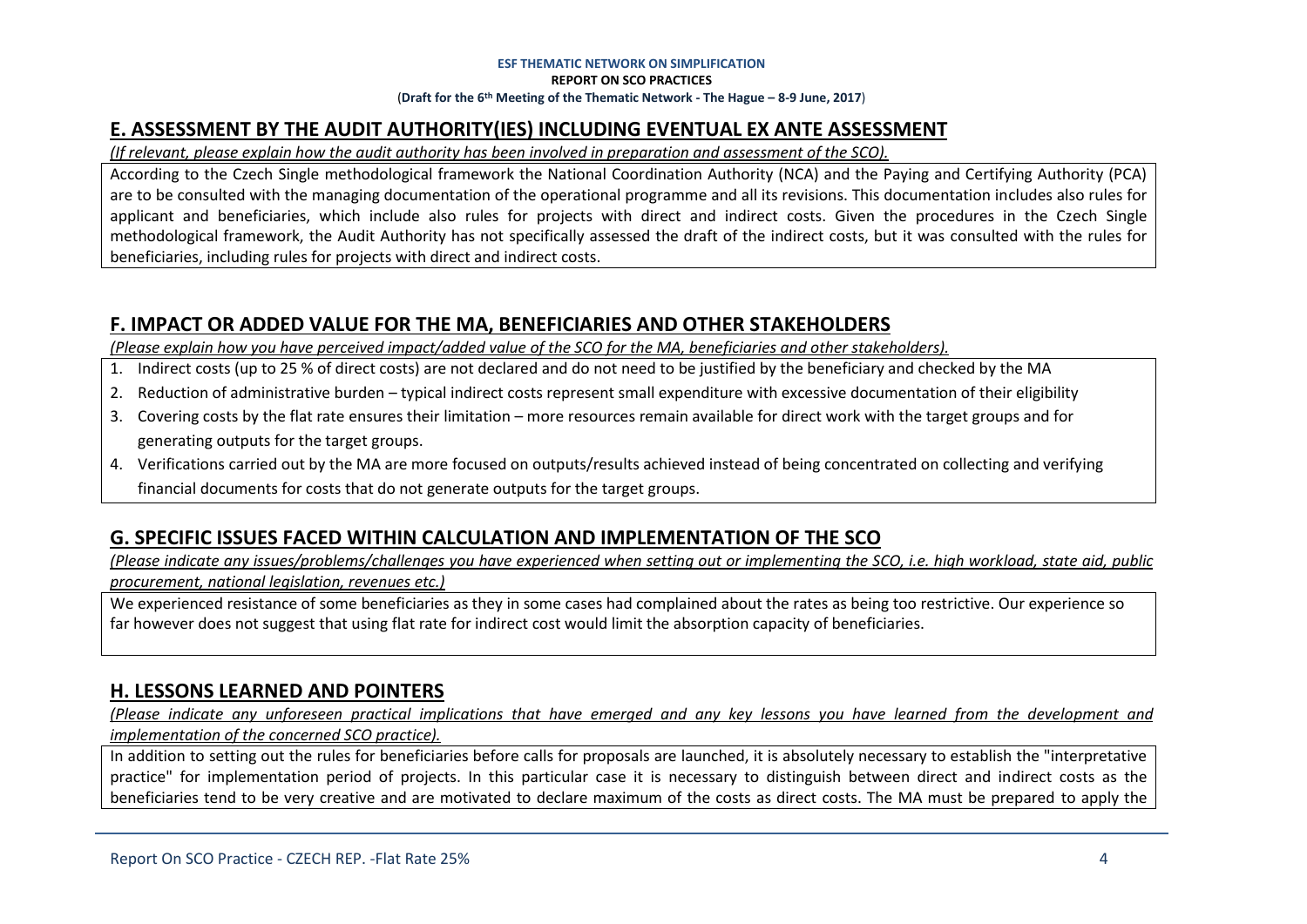## E. ASSESSMENT BY THE AUDIT AUTHORITY(IES) INCLUDING EVENTUAL EX ANTE ASSESSMENT

*(If relevant, please explain how the audit authority has been involved in preparation and assessment of the SCO).*

According to the Czech Single methodological framework the National Coordination Authority (NCA) and the Paying and Certifying Authority (PCA) are to be consulted with the managing documentation of the operational programme and all its revisions. This documentation includes also rules for applicant and beneficiaries, which include also rules for projects with direct and indirect costs. Given the procedures in the Czech Single methodological framework, the Audit Authority has not specifically assessed the draft of the indirect costs, but it was consulted with the rules for beneficiaries, including rules for projects with direct and indirect costs.

## F. IMPACT OR ADDED VALUE FOR THE MA, BENEFICIARIES AND OTHER STAKEHOLDERS

*(Please explain how you have perceived impact/added value of the SCO for the MA, beneficiaries and other stakeholders).*

1. Indirect costs (up to 25 % of direct costs) are not declared and do not need to be justified by the beneficiary and checked by the MA
2. Reduction of administrative burden – typical indirect costs represent small expenditure with excessive documentation of their eligibility
3. Covering costs by the flat rate ensures their limitation – more resources remain available for direct work with the target groups and for generating outputs for the target groups.
4. Verifications carried out by the MA are more focused on outputs/results achieved instead of being concentrated on collecting and verifying financial documents for costs that do not generate outputs for the target groups.

## G. SPECIFIC ISSUES FACED WITHIN CALCULATION AND IMPLEMENTATION OF THE SCO

*(Please indicate any issues/problems/challenges you have experienced when setting out or implementing the SCO, i.e. high workload, state aid, public procurement, national legislation, revenues etc.)*

We experienced resistance of some beneficiaries as they in some cases had complained about the rates as being too restrictive. Our experience so far however does not suggest that using flat rate for indirect cost would limit the absorption capacity of beneficiaries.

## H. LESSONS LEARNED AND POINTERS

*(Please indicate any unforeseen practical implications that have emerged and any key lessons you have learned from the development and implementation of the concerned SCO practice).*

In addition to setting out the rules for beneficiaries before calls for proposals are launched, it is absolutely necessary to establish the "interpretative practice" for implementation period of projects. In this particular case it is necessary to distinguish between direct and indirect costs as the beneficiaries tend to be very creative and are motivated to declare maximum of the costs as direct costs. The MA must be prepared to apply the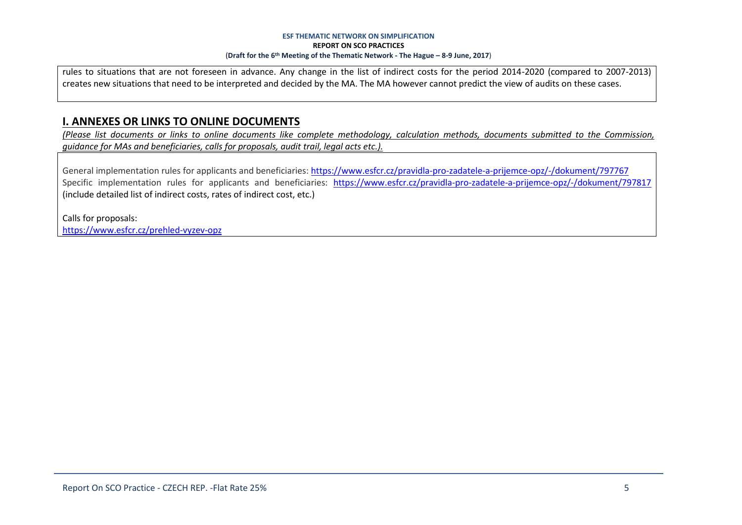rules to situations that are not foreseen in advance. Any change in the list of indirect costs for the period 2014-2020 (compared to 2007-2013) creates new situations that need to be interpreted and decided by the MA. The MA however cannot predict the view of audits on these cases.

## I. ANNEXES OR LINKS TO ONLINE DOCUMENTS

*(Please list documents or links to online documents like complete methodology, calculation methods, documents submitted to the Commission, guidance for MAs and beneficiaries, calls for proposals, audit trail, legal acts etc.).*

General implementation rules for applicants and beneficiaries: https://www.esfcr.cz/pravidla-pro-zadatele-a-prijemce-opz/-/dokument/797767
Specific implementation rules for applicants and beneficiaries: https://www.esfcr.cz/pravidla-pro-zadatele-a-prijemce-opz/-/dokument/797817 (include detailed list of indirect costs, rates of indirect cost, etc.)

Calls for proposals:
https://www.esfcr.cz/prehled-vyzev-opz